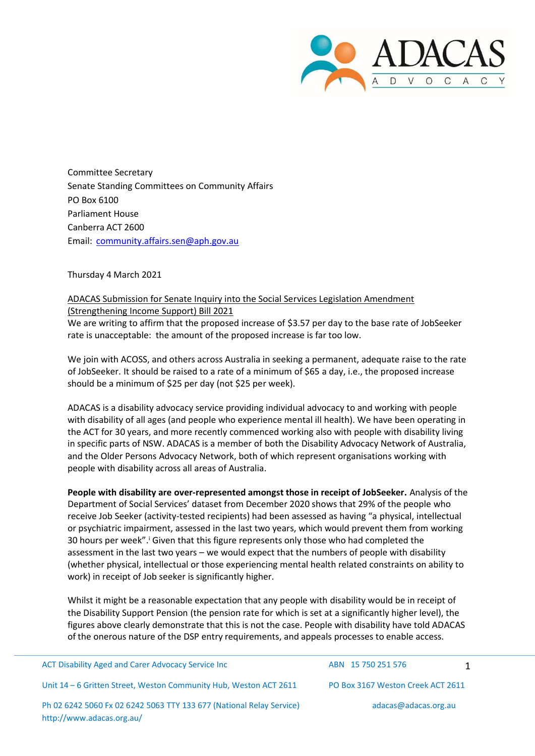Committee Secretary
Senate Standing Committees on Community Affairs
PO Box 6100
Parliament House
Canberra ACT 2600
Email: community.affairs.sen@aph.gov.au

Thursday 4 March 2021

ADACAS Submission for Senate Inquiry into the Social Services Legislation Amendment (Strengthening Income Support) Bill 2021

We are writing to affirm that the proposed increase of $3.57 per day to the base rate of JobSeeker rate is unacceptable: the amount of the proposed increase is far too low.

We join with ACOSS, and others across Australia in seeking a permanent, adequate raise to the rate of JobSeeker. It should be raised to a rate of a minimum of $65 a day, i.e., the proposed increase should be a minimum of $25 per day (not $25 per week).

ADACAS is a disability advocacy service providing individual advocacy to and working with people with disability of all ages (and people who experience mental ill health). We have been operating in the ACT for 30 years, and more recently commenced working also with people with disability living in specific parts of NSW. ADACAS is a member of both the Disability Advocacy Network of Australia, and the Older Persons Advocacy Network, both of which represent organisations working with people with disability across all areas of Australia.

**People with disability are over-represented amongst those in receipt of JobSeeker.** Analysis of the Department of Social Services' dataset from December 2020 shows that 29% of the people who receive Job Seeker (activity-tested recipients) had been assessed as having "a physical, intellectual or psychiatric impairment, assessed in the last two years, which would prevent them from working 30 hours per week".[i] Given that this figure represents only those who had completed the assessment in the last two years – we would expect that the numbers of people with disability (whether physical, intellectual or those experiencing mental health related constraints on ability to work) in receipt of Job seeker is significantly higher.

Whilst it might be a reasonable expectation that any people with disability would be in receipt of the Disability Support Pension (the pension rate for which is set at a significantly higher level), the figures above clearly demonstrate that this is not the case. People with disability have told ADACAS of the onerous nature of the DSP entry requirements, and appeals processes to enable access.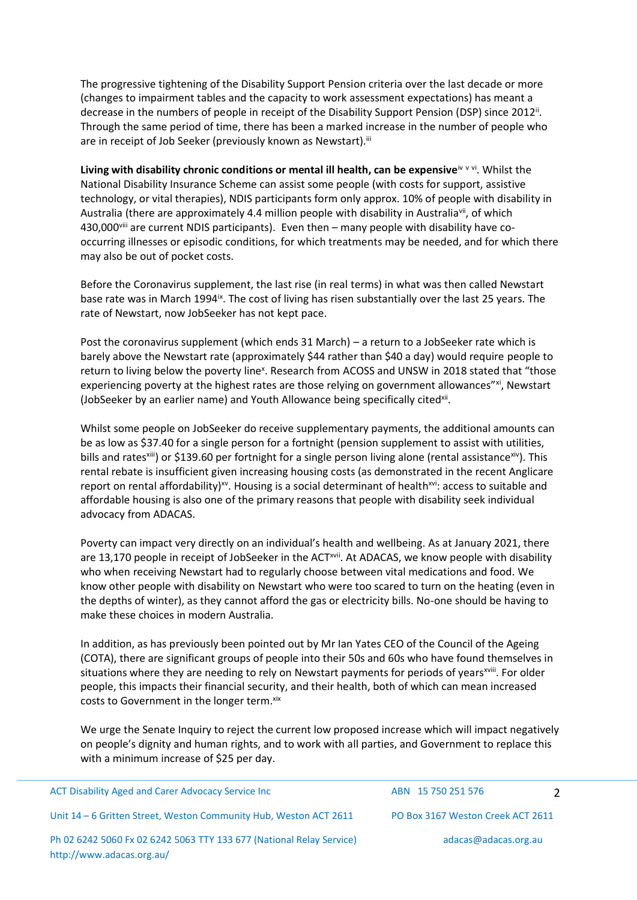The progressive tightening of the Disability Support Pension criteria over the last decade or more (changes to impairment tables and the capacity to work assessment expectations) has meant a decrease in the numbers of people in receipt of the Disability Support Pension (DSP) since 2012[ii]. Through the same period of time, there has been a marked increase in the number of people who are in receipt of Job Seeker (previously known as Newstart).[iii]

**Living with disability chronic conditions or mental ill health, can be expensive**[iv v vi]. Whilst the National Disability Insurance Scheme can assist some people (with costs for support, assistive technology, or vital therapies), NDIS participants form only approx. 10% of people with disability in Australia (there are approximately 4.4 million people with disability in Australia[vii], of which 430,000[viii] are current NDIS participants). Even then – many people with disability have co-occurring illnesses or episodic conditions, for which treatments may be needed, and for which there may also be out of pocket costs.

Before the Coronavirus supplement, the last rise (in real terms) in what was then called Newstart base rate was in March 1994[ix]. The cost of living has risen substantially over the last 25 years. The rate of Newstart, now JobSeeker has not kept pace.

Post the coronavirus supplement (which ends 31 March) – a return to a JobSeeker rate which is barely above the Newstart rate (approximately $44 rather than $40 a day) would require people to return to living below the poverty line[x]. Research from ACOSS and UNSW in 2018 stated that "those experiencing poverty at the highest rates are those relying on government allowances"[xi], Newstart (JobSeeker by an earlier name) and Youth Allowance being specifically cited[xii].

Whilst some people on JobSeeker do receive supplementary payments, the additional amounts can be as low as $37.40 for a single person for a fortnight (pension supplement to assist with utilities, bills and rates[xiii]) or $139.60 per fortnight for a single person living alone (rental assistance[xiv]). This rental rebate is insufficient given increasing housing costs (as demonstrated in the recent Anglicare report on rental affordability)[xv]. Housing is a social determinant of health[xvi]: access to suitable and affordable housing is also one of the primary reasons that people with disability seek individual advocacy from ADACAS.

Poverty can impact very directly on an individual's health and wellbeing. As at January 2021, there are 13,170 people in receipt of JobSeeker in the ACT[xvii]. At ADACAS, we know people with disability who when receiving Newstart had to regularly choose between vital medications and food. We know other people with disability on Newstart who were too scared to turn on the heating (even in the depths of winter), as they cannot afford the gas or electricity bills. No-one should be having to make these choices in modern Australia.

In addition, as has previously been pointed out by Mr Ian Yates CEO of the Council of the Ageing (COTA), there are significant groups of people into their 50s and 60s who have found themselves in situations where they are needing to rely on Newstart payments for periods of years[xviii]. For older people, this impacts their financial security, and their health, both of which can mean increased costs to Government in the longer term.[xix]

We urge the Senate Inquiry to reject the current low proposed increase which will impact negatively on people's dignity and human rights, and to work with all parties, and Government to replace this with a minimum increase of $25 per day.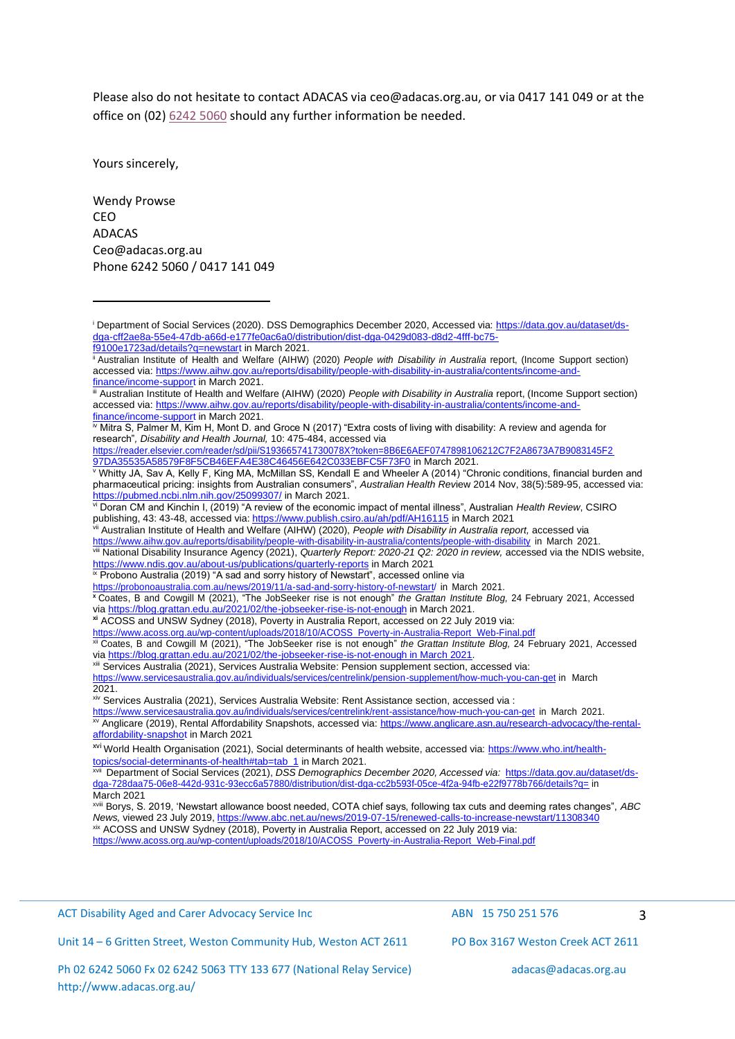Please also do not hesitate to contact ADACAS via ceo@adacas.org.au, or via 0417 141 049 or at the office on (02) 6242 5060 should any further information be needed.

Yours sincerely,

Wendy Prowse
CEO
ADACAS
Ceo@adacas.org.au
Phone 6242 5060 / 0417 141 049

---

[i] Department of Social Services (2020). DSS Demographics December 2020, Accessed via: https://data.gov.au/dataset/ds-dga-cff2ae8a-55e4-47db-a66d-e177fe0ac6a0/distribution/dist-dga-0429d083-d8d2-4fff-bc75-f9100e1723ad/details?q=newstart in March 2021.

[ii] Australian Institute of Health and Welfare (AIHW) (2020) *People with Disability in Australia* report, (Income Support section) accessed via: https://www.aihw.gov.au/reports/disability/people-with-disability-in-australia/contents/income-and-finance/income-support in March 2021.

[iii] Australian Institute of Health and Welfare (AIHW) (2020) *People with Disability in Australia* report, (Income Support section) accessed via: https://www.aihw.gov.au/reports/disability/people-with-disability-in-australia/contents/income-and-finance/income-support in March 2021.

[iv] Mitra S, Palmer M, Kim H, Mont D. and Groce N (2017) "Extra costs of living with disability: A review and agenda for research", *Disability and Health Journal,* 10: 475-484, accessed via https://reader.elsevier.com/reader/sd/pii/S193665741730078X?token=8B6E6AEF0747898106212C7F2A8673A7B9083145F297DA35535A58579F8F5CB46EFA4E38C46456E642C033EBFC5F73F0 in March 2021.

[v] Whitty JA, Sav A, Kelly F, King MA, McMillan SS, Kendall E and Wheeler A (2014) "Chronic conditions, financial burden and pharmaceutical pricing: insights from Australian consumers", *Australian Health Review* 2014 Nov, 38(5):589-95, accessed via: https://pubmed.ncbi.nlm.nih.gov/25099307/ in March 2021.

[vi] Doran CM and Kinchin I, (2019) "A review of the economic impact of mental illness", Australian *Health Review*, CSIRO publishing, 43: 43-48, accessed via: https://www.publish.csiro.au/ah/pdf/AH16115 in March 2021

[vii] Australian Institute of Health and Welfare (AIHW) (2020), *People with Disability in Australia report,* accessed via https://www.aihw.gov.au/reports/disability/people-with-disability-in-australia/contents/people-with-disability in March 2021.

[viii] National Disability Insurance Agency (2021), *Quarterly Report: 2020-21 Q2: 2020 in review,* accessed via the NDIS website, https://www.ndis.gov.au/about-us/publications/quarterly-reports in March 2021

[ix] Probono Australia (2019) "A sad and sorry history of Newstart", accessed online via https://probonoaustralia.com.au/news/2019/11/a-sad-and-sorry-history-of-newstart/ in March 2021.

[x] Coates, B and Cowgill M (2021), "The JobSeeker rise is not enough" *the Grattan Institute Blog,* 24 February 2021, Accessed via https://blog.grattan.edu.au/2021/02/the-jobseeker-rise-is-not-enough in March 2021.

[xi] ACOSS and UNSW Sydney (2018), Poverty in Australia Report, accessed on 22 July 2019 via: https://www.acoss.org.au/wp-content/uploads/2018/10/ACOSS_Poverty-in-Australia-Report_Web-Final.pdf

[xii] Coates, B and Cowgill M (2021), "The JobSeeker rise is not enough" *the Grattan Institute Blog,* 24 February 2021, Accessed via https://blog.grattan.edu.au/2021/02/the-jobseeker-rise-is-not-enough in March 2021.

[xiii] Services Australia (2021), Services Australia Website: Pension supplement section, accessed via: https://www.servicesaustralia.gov.au/individuals/services/centrelink/pension-supplement/how-much-you-can-get in March 2021.

[xiv] Services Australia (2021), Services Australia Website: Rent Assistance section, accessed via : https://www.servicesaustralia.gov.au/individuals/services/centrelink/rent-assistance/how-much-you-can-get in March 2021.

[xv] Anglicare (2019), Rental Affordability Snapshots, accessed via: https://www.anglicare.asn.au/research-advocacy/the-rental-affordability-snapshot in March 2021

[xvi] World Health Organisation (2021), Social determinants of health website, accessed via: https://www.who.int/health-topics/social-determinants-of-health#tab=tab_1 in March 2021.

[xvii] Department of Social Services (2021), *DSS Demographics December 2020, Accessed via:* https://data.gov.au/dataset/ds-dga-728daa75-06e8-442d-931c-93ecc6a57880/distribution/dist-dga-cc2b593f-05ce-4f2a-94fb-e22f9778b766/details?q= in March 2021

[xviii] Borys, S. 2019, 'Newstart allowance boost needed, COTA chief says, following tax cuts and deeming rates changes", *ABC News,* viewed 23 July 2019, https://www.abc.net.au/news/2019-07-15/renewed-calls-to-increase-newstart/11308340

[xix] ACOSS and UNSW Sydney (2018), Poverty in Australia Report, accessed on 22 July 2019 via: https://www.acoss.org.au/wp-content/uploads/2018/10/ACOSS_Poverty-in-Australia-Report_Web-Final.pdf

ACT Disability Aged and Carer Advocacy Service Inc | ABN 15 750 251 576
Unit 14 – 6 Gritten Street, Weston Community Hub, Weston ACT 2611 | PO Box 3167 Weston Creek ACT 2611
Ph 02 6242 5060 Fx 02 6242 5063 TTY 133 677 (National Relay Service) | adacas@adacas.org.au
http://www.adacas.org.au/